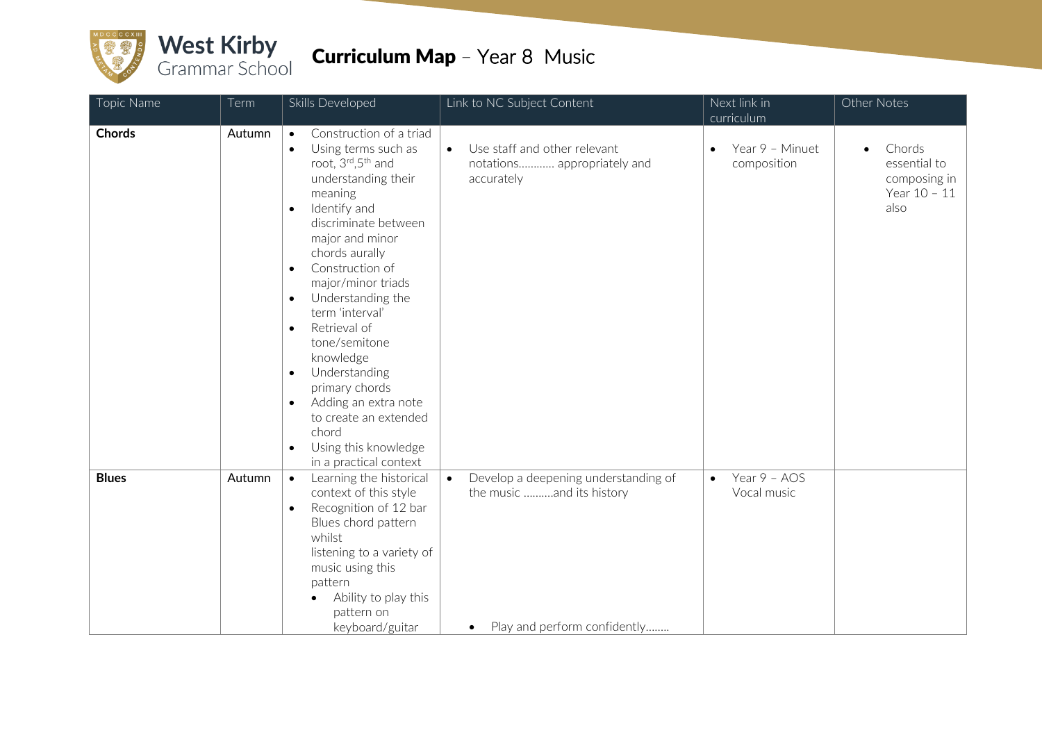West Kirby Grammar School

# Curriculum Map – Year 8 Music

| Topic Name | Term | Skills Developed | Link to NC Subject Content | Next link in curriculum | Other Notes |
|---|---|---|---|---|---|
| **Chords** | Autumn | • Construction of a triad<br>• Using terms such as root, 3rd, 5th and understanding their meaning<br>• Identify and discriminate between major and minor chords aurally<br>• Construction of major/minor triads<br>• Understanding the term 'interval'<br>• Retrieval of tone/semitone knowledge<br>• Understanding primary chords<br>• Adding an extra note to create an extended chord<br>• Using this knowledge in a practical context | • Use staff and other relevant notations………… appropriately and accurately | • Year 9 – Minuet composition | • Chords essential to composing in Year 10 – 11 also |
| **Blues** | Autumn | • Learning the historical context of this style<br>• Recognition of 12 bar Blues chord pattern whilst listening to a variety of music using this pattern<br>• Ability to play this pattern on keyboard/guitar | • Develop a deepening understanding of the music ……….and its history<br>• Play and perform confidently…….. | • Year 9 – AOS Vocal music | |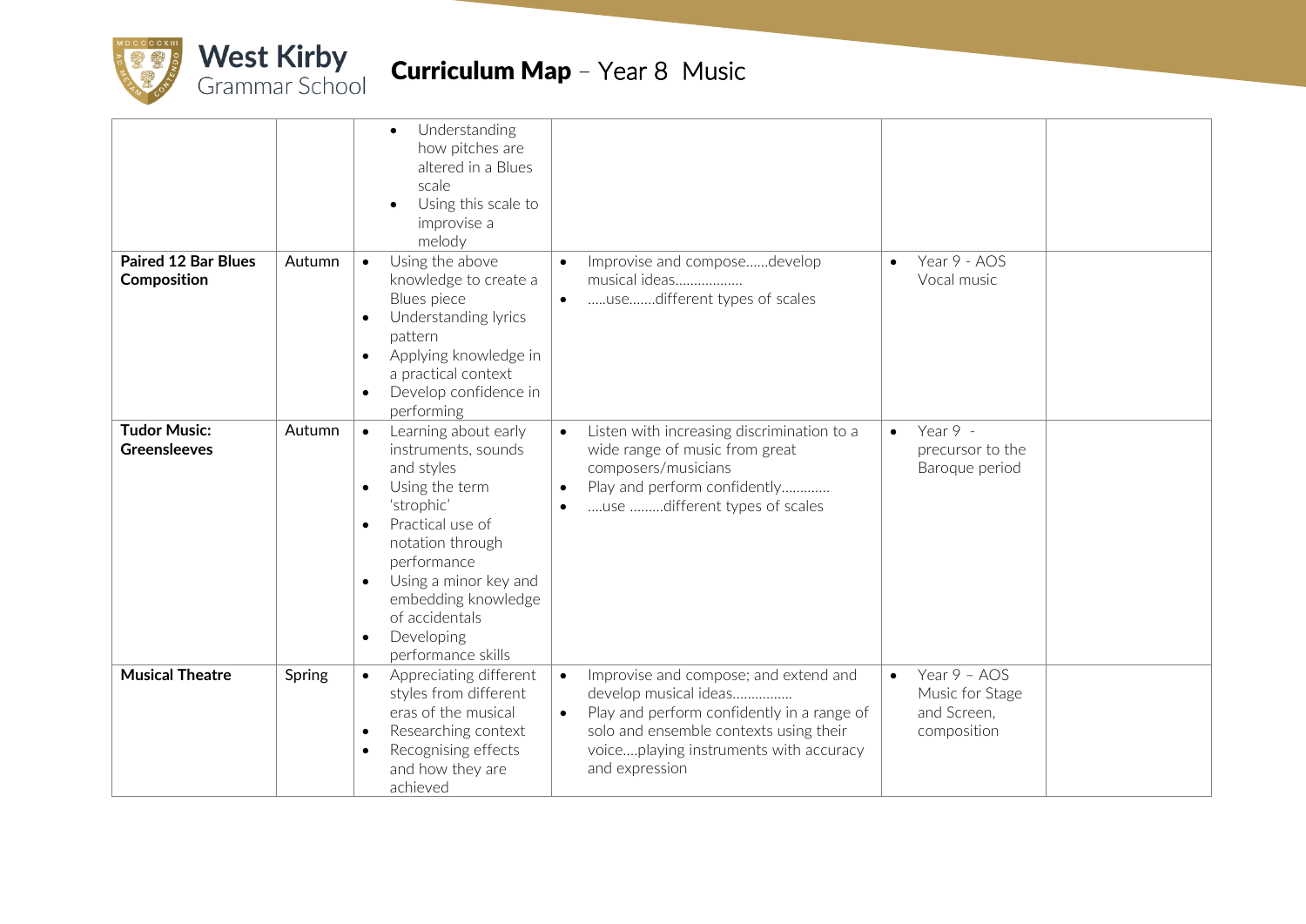# West Kirby Grammar School

## Curriculum Map – Year 8 Music

| | | | | | |
|---|---|---|---|---|---|
| | | • Understanding how pitches are altered in a Blues scale<br>• Using this scale to improvise a melody | | | |
| **Paired 12 Bar Blues Composition** | Autumn | • Using the above knowledge to create a Blues piece<br>• Understanding lyrics pattern<br>• Applying knowledge in a practical context<br>• Develop confidence in performing | • Improvise and compose……develop musical ideas………………<br>• …..use…….different types of scales | • Year 9 - AOS Vocal music | |
| **Tudor Music: Greensleeves** | Autumn | • Learning about early instruments, sounds and styles<br>• Using the term 'strophic'<br>• Practical use of notation through performance<br>• Using a minor key and embedding knowledge of accidentals<br>• Developing performance skills | • Listen with increasing discrimination to a wide range of music from great composers/musicians<br>• Play and perform confidently…………<br>• ….use ………different types of scales | • Year 9 - precursor to the Baroque period | |
| **Musical Theatre** | Spring | • Appreciating different styles from different eras of the musical<br>• Researching context<br>• Recognising effects and how they are achieved | • Improvise and compose; and extend and develop musical ideas……………<br>• Play and perform confidently in a range of solo and ensemble contexts using their voice….playing instruments with accuracy and expression | • Year 9 – AOS Music for Stage and Screen, composition | |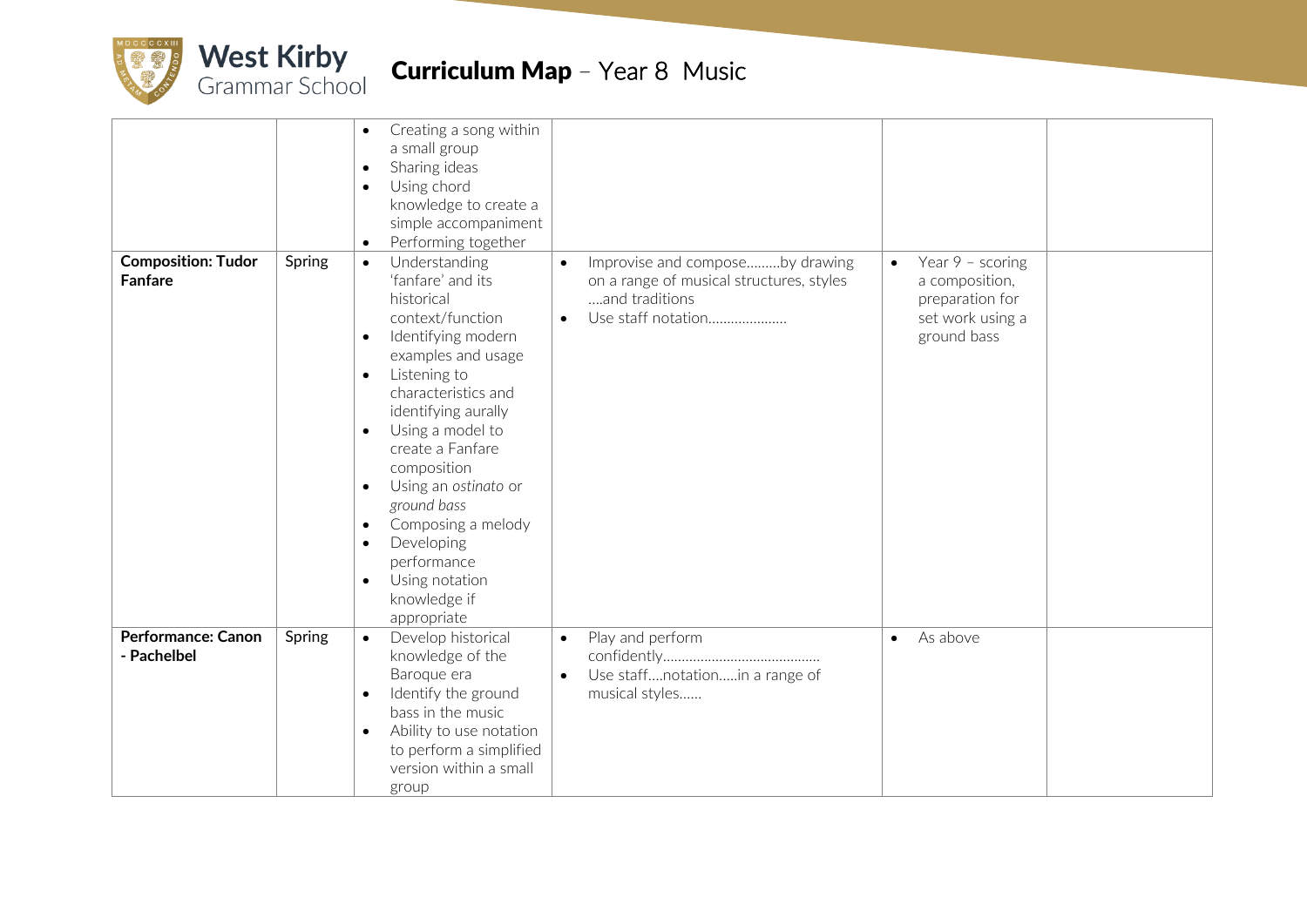# Curriculum Map – Year 8 Music

| | | | | | |
|---|---|---|---|---|---|
| | | • Creating a song within a small group<br>• Sharing ideas<br>• Using chord knowledge to create a simple accompaniment<br>• Performing together | | | |
| **Composition: Tudor Fanfare** | Spring | • Understanding 'fanfare' and its historical context/function<br>• Identifying modern examples and usage<br>• Listening to characteristics and identifying aurally<br>• Using a model to create a Fanfare composition<br>• Using an *ostinato* or *ground bass*<br>• Composing a melody<br>• Developing performance<br>• Using notation knowledge if appropriate | • Improvise and compose………by drawing on a range of musical structures, styles ….and traditions<br>• Use staff notation………………… | • Year 9 – scoring a composition, preparation for set work using a ground bass | |
| **Performance: Canon - Pachelbel** | Spring | • Develop historical knowledge of the Baroque era<br>• Identify the ground bass in the music<br>• Ability to use notation to perform a simplified version within a small group | • Play and perform confidently……………………………………<br>• Use staff….notation…..in a range of musical styles…… | • As above | |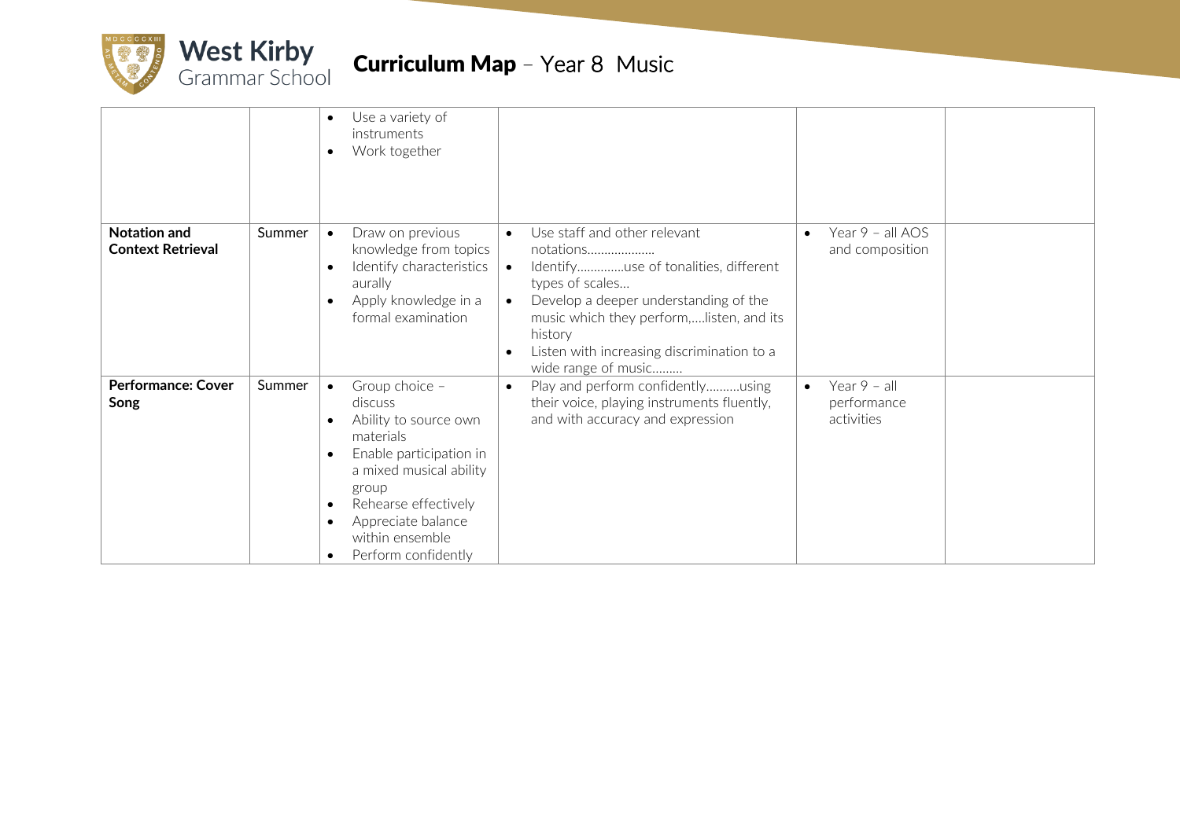| | | | | | |
|---|---|---|---|---|---|
| | | • Use a variety of instruments<br>• Work together | | | |
| **Notation and Context Retrieval** | Summer | • Draw on previous knowledge from topics<br>• Identify characteristics aurally<br>• Apply knowledge in a formal examination | • Use staff and other relevant notations………………..<br>• Identify…………..use of tonalities, different types of scales…<br>• Develop a deeper understanding of the music which they perform,….listen, and its history<br>• Listen with increasing discrimination to a wide range of music……… | • Year 9 – all AOS and composition | |
| **Performance: Cover Song** | Summer | • Group choice – discuss<br>• Ability to source own materials<br>• Enable participation in a mixed musical ability group<br>• Rehearse effectively<br>• Appreciate balance within ensemble<br>• Perform confidently | • Play and perform confidently……….using their voice, playing instruments fluently, and with accuracy and expression | • Year 9 – all performance activities | |